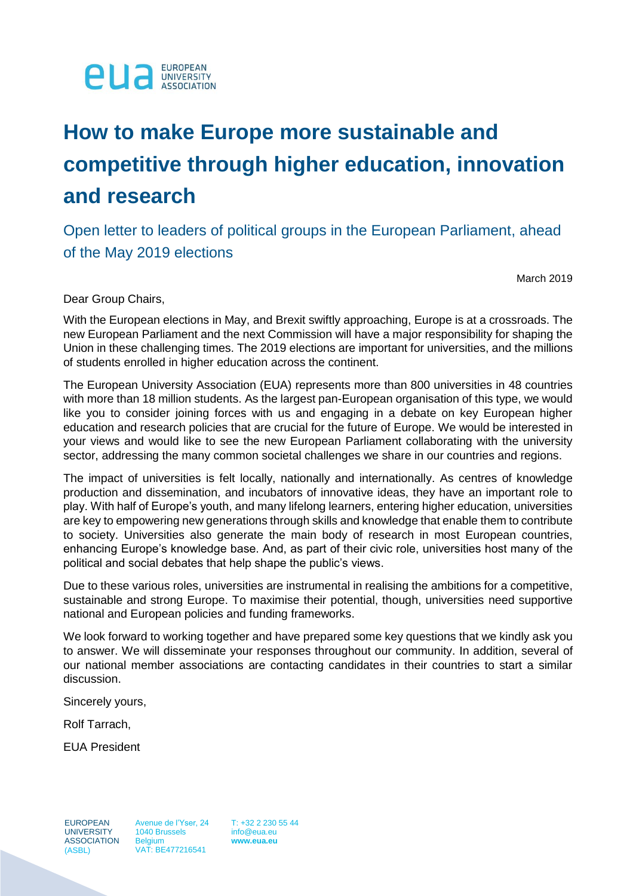EUROPEAN UNIVERSITY ASSOCIATION

# How to make Europe more sustainable and competitive through higher education, innovation and research

## Open letter to leaders of political groups in the European Parliament, ahead of the May 2019 elections

March 2019

Dear Group Chairs,

With the European elections in May, and Brexit swiftly approaching, Europe is at a crossroads. The new European Parliament and the next Commission will have a major responsibility for shaping the Union in these challenging times. The 2019 elections are important for universities, and the millions of students enrolled in higher education across the continent.

The European University Association (EUA) represents more than 800 universities in 48 countries with more than 18 million students. As the largest pan-European organisation of this type, we would like you to consider joining forces with us and engaging in a debate on key European higher education and research policies that are crucial for the future of Europe. We would be interested in your views and would like to see the new European Parliament collaborating with the university sector, addressing the many common societal challenges we share in our countries and regions.

The impact of universities is felt locally, nationally and internationally. As centres of knowledge production and dissemination, and incubators of innovative ideas, they have an important role to play. With half of Europe's youth, and many lifelong learners, entering higher education, universities are key to empowering new generations through skills and knowledge that enable them to contribute to society. Universities also generate the main body of research in most European countries, enhancing Europe's knowledge base. And, as part of their civic role, universities host many of the political and social debates that help shape the public's views.

Due to these various roles, universities are instrumental in realising the ambitions for a competitive, sustainable and strong Europe. To maximise their potential, though, universities need supportive national and European policies and funding frameworks.

We look forward to working together and have prepared some key questions that we kindly ask you to answer. We will disseminate your responses throughout our community. In addition, several of our national member associations are contacting candidates in their countries to start a similar discussion.

Sincerely yours,

Rolf Tarrach,

EUA President

EUROPEAN UNIVERSITY ASSOCIATION (ASBL)
Avenue de l'Yser, 24
1040 Brussels
Belgium
VAT: BE477216541
T: +32 2 230 55 44
info@eua.eu
**www.eua.eu**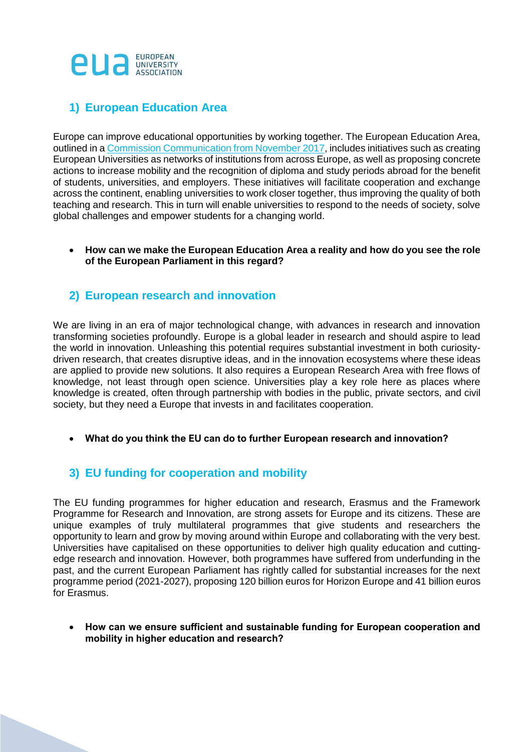## 1) European Education Area

Europe can improve educational opportunities by working together. The European Education Area, outlined in a [Commission Communication from November 2017](), includes initiatives such as creating European Universities as networks of institutions from across Europe, as well as proposing concrete actions to increase mobility and the recognition of diploma and study periods abroad for the benefit of students, universities, and employers. These initiatives will facilitate cooperation and exchange across the continent, enabling universities to work closer together, thus improving the quality of both teaching and research. This in turn will enable universities to respond to the needs of society, solve global challenges and empower students for a changing world.

- **How can we make the European Education Area a reality and how do you see the role of the European Parliament in this regard?**

## 2) European research and innovation

We are living in an era of major technological change, with advances in research and innovation transforming societies profoundly. Europe is a global leader in research and should aspire to lead the world in innovation. Unleashing this potential requires substantial investment in both curiosity-driven research, that creates disruptive ideas, and in the innovation ecosystems where these ideas are applied to provide new solutions. It also requires a European Research Area with free flows of knowledge, not least through open science. Universities play a key role here as places where knowledge is created, often through partnership with bodies in the public, private sectors, and civil society, but they need a Europe that invests in and facilitates cooperation.

- **What do you think the EU can do to further European research and innovation?**

## 3) EU funding for cooperation and mobility

The EU funding programmes for higher education and research, Erasmus and the Framework Programme for Research and Innovation, are strong assets for Europe and its citizens. These are unique examples of truly multilateral programmes that give students and researchers the opportunity to learn and grow by moving around within Europe and collaborating with the very best. Universities have capitalised on these opportunities to deliver high quality education and cutting-edge research and innovation. However, both programmes have suffered from underfunding in the past, and the current European Parliament has rightly called for substantial increases for the next programme period (2021-2027), proposing 120 billion euros for Horizon Europe and 41 billion euros for Erasmus.

- **How can we ensure sufficient and sustainable funding for European cooperation and mobility in higher education and research?**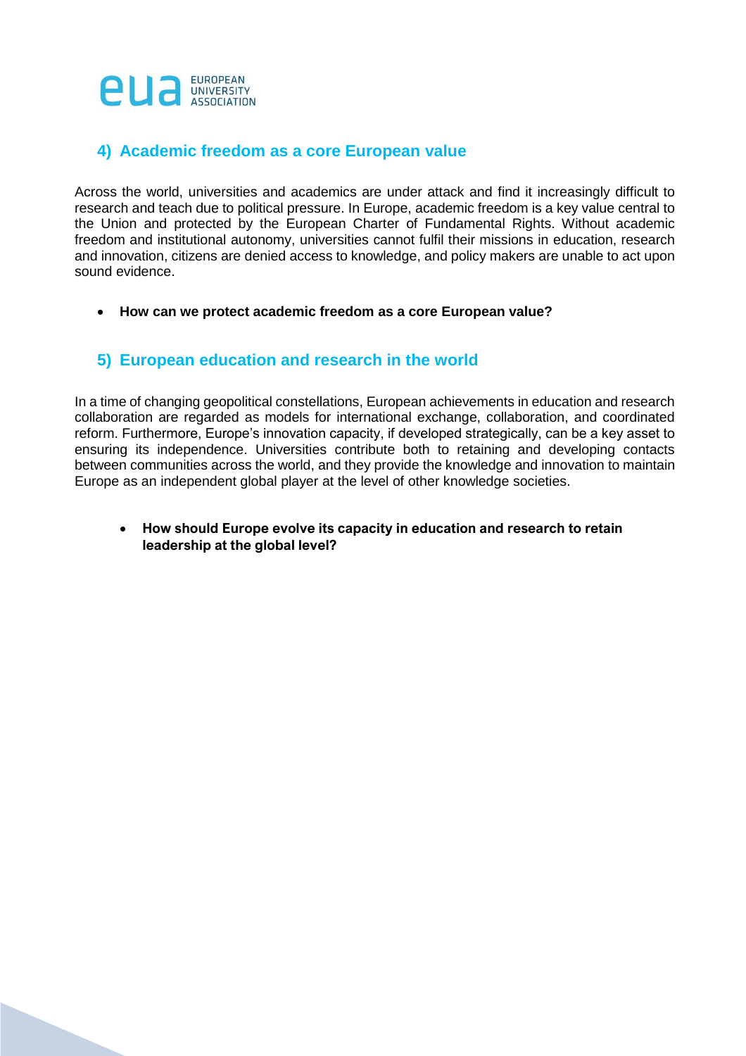## 4) Academic freedom as a core European value

Across the world, universities and academics are under attack and find it increasingly difficult to research and teach due to political pressure. In Europe, academic freedom is a key value central to the Union and protected by the European Charter of Fundamental Rights. Without academic freedom and institutional autonomy, universities cannot fulfil their missions in education, research and innovation, citizens are denied access to knowledge, and policy makers are unable to act upon sound evidence.

- **How can we protect academic freedom as a core European value?**

## 5) European education and research in the world

In a time of changing geopolitical constellations, European achievements in education and research collaboration are regarded as models for international exchange, collaboration, and coordinated reform. Furthermore, Europe's innovation capacity, if developed strategically, can be a key asset to ensuring its independence. Universities contribute both to retaining and developing contacts between communities across the world, and they provide the knowledge and innovation to maintain Europe as an independent global player at the level of other knowledge societies.

- **How should Europe evolve its capacity in education and research to retain leadership at the global level?**